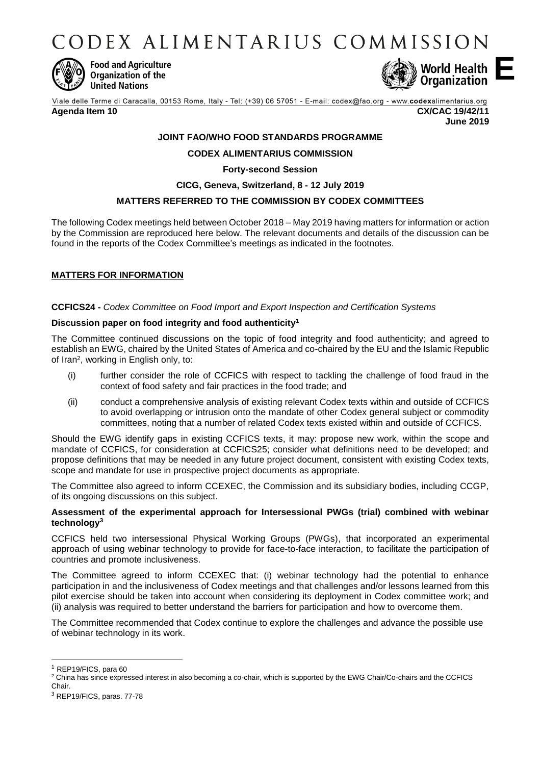# CODEX ALIMENTARIUS COMMISSION

Food and Agriculture Organization of the United Nations

World Health Organization

**E**

Viale delle Terme di Caracalla, 00153 Rome, Italy - Tel: (+39) 06 57051 - E-mail: codex@fao.org - www.codexalimentarius.org

**Agenda Item 10** **CX/CAC 19/42/11**
**June 2019**

**JOINT FAO/WHO FOOD STANDARDS PROGRAMME**

**CODEX ALIMENTARIUS COMMISSION**

**Forty-second Session**

**CICG, Geneva, Switzerland, 8 - 12 July 2019**

**MATTERS REFERRED TO THE COMMISSION BY CODEX COMMITTEES**

The following Codex meetings held between October 2018 – May 2019 having matters for information or action by the Commission are reproduced here below. The relevant documents and details of the discussion can be found in the reports of the Codex Committee's meetings as indicated in the footnotes.

## MATTERS FOR INFORMATION

**CCFICS24 -** *Codex Committee on Food Import and Export Inspection and Certification Systems*

### Discussion paper on food integrity and food authenticity[1]

The Committee continued discussions on the topic of food integrity and food authenticity; and agreed to establish an EWG, chaired by the United States of America and co-chaired by the EU and the Islamic Republic of Iran[2], working in English only, to:

(i) further consider the role of CCFICS with respect to tackling the challenge of food fraud in the context of food safety and fair practices in the food trade; and

(ii) conduct a comprehensive analysis of existing relevant Codex texts within and outside of CCFICS to avoid overlapping or intrusion onto the mandate of other Codex general subject or commodity committees, noting that a number of related Codex texts existed within and outside of CCFICS.

Should the EWG identify gaps in existing CCFICS texts, it may: propose new work, within the scope and mandate of CCFICS, for consideration at CCFICS25; consider what definitions need to be developed; and propose definitions that may be needed in any future project document, consistent with existing Codex texts, scope and mandate for use in prospective project documents as appropriate.

The Committee also agreed to inform CCEXEC, the Commission and its subsidiary bodies, including CCGP, of its ongoing discussions on this subject.

### Assessment of the experimental approach for Intersessional PWGs (trial) combined with webinar technology[3]

CCFICS held two intersessional Physical Working Groups (PWGs), that incorporated an experimental approach of using webinar technology to provide for face-to-face interaction, to facilitate the participation of countries and promote inclusiveness.

The Committee agreed to inform CCEXEC that: (i) webinar technology had the potential to enhance participation in and the inclusiveness of Codex meetings and that challenges and/or lessons learned from this pilot exercise should be taken into account when considering its deployment in Codex committee work; and (ii) analysis was required to better understand the barriers for participation and how to overcome them.

The Committee recommended that Codex continue to explore the challenges and advance the possible use of webinar technology in its work.

---

[1] REP19/FICS, para 60

[2] China has since expressed interest in also becoming a co-chair, which is supported by the EWG Chair/Co-chairs and the CCFICS Chair.

[3] REP19/FICS, paras. 77-78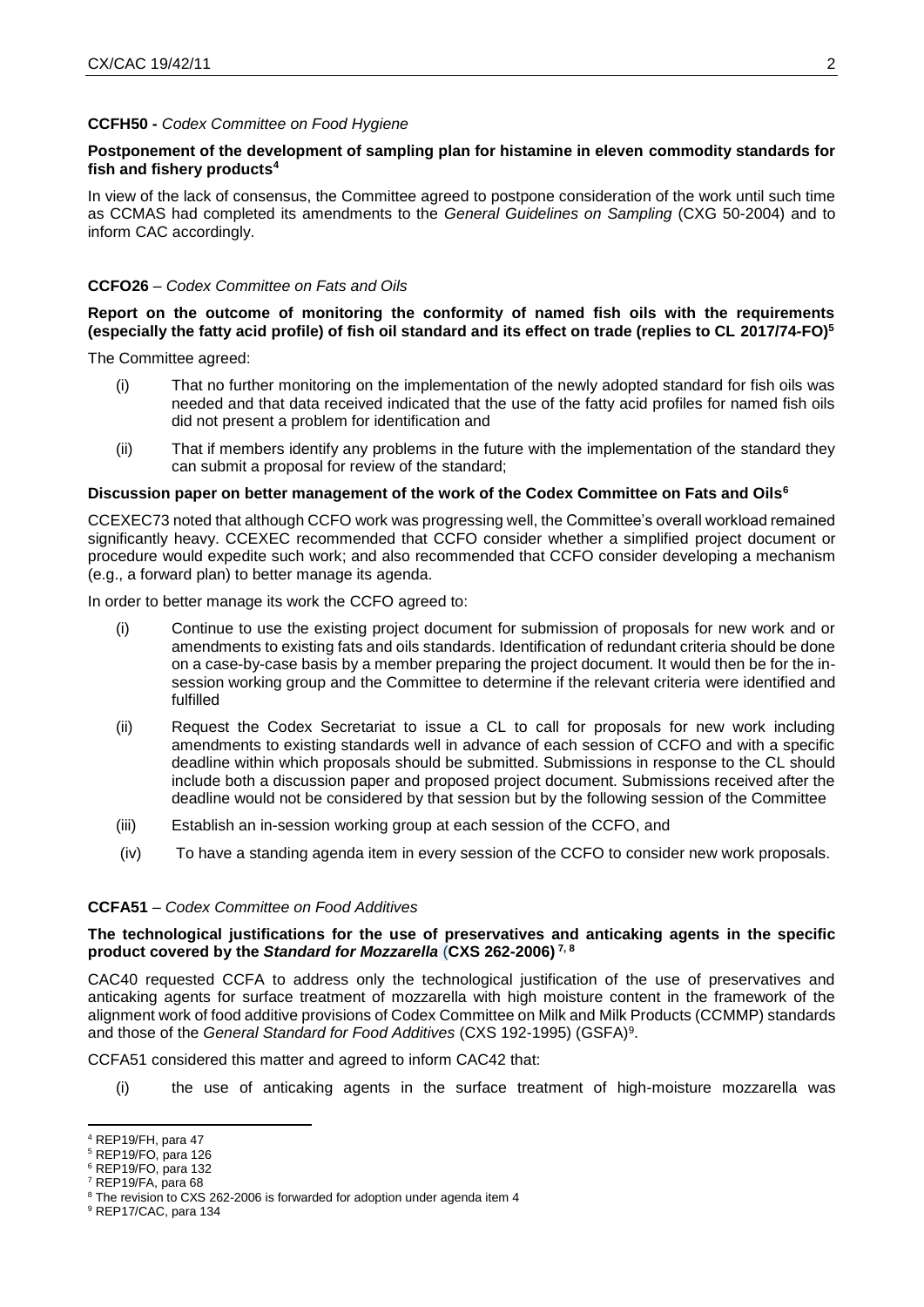**CCFH50 -** *Codex Committee on Food Hygiene*

**Postponement of the development of sampling plan for histamine in eleven commodity standards for fish and fishery products**[4]

In view of the lack of consensus, the Committee agreed to postpone consideration of the work until such time as CCMAS had completed its amendments to the *General Guidelines on Sampling* (CXG 50-2004) and to inform CAC accordingly.

**CCFO26** – *Codex Committee on Fats and Oils*

**Report on the outcome of monitoring the conformity of named fish oils with the requirements (especially the fatty acid profile) of fish oil standard and its effect on trade (replies to CL 2017/74-FO)**[5]

The Committee agreed:

(i) That no further monitoring on the implementation of the newly adopted standard for fish oils was needed and that data received indicated that the use of the fatty acid profiles for named fish oils did not present a problem for identification and

(ii) That if members identify any problems in the future with the implementation of the standard they can submit a proposal for review of the standard;

**Discussion paper on better management of the work of the Codex Committee on Fats and Oils**[6]

CCEXEC73 noted that although CCFO work was progressing well, the Committee's overall workload remained significantly heavy. CCEXEC recommended that CCFO consider whether a simplified project document or procedure would expedite such work; and also recommended that CCFO consider developing a mechanism (e.g., a forward plan) to better manage its agenda.

In order to better manage its work the CCFO agreed to:

(i) Continue to use the existing project document for submission of proposals for new work and or amendments to existing fats and oils standards. Identification of redundant criteria should be done on a case-by-case basis by a member preparing the project document. It would then be for the in-session working group and the Committee to determine if the relevant criteria were identified and fulfilled

(ii) Request the Codex Secretariat to issue a CL to call for proposals for new work including amendments to existing standards well in advance of each session of CCFO and with a specific deadline within which proposals should be submitted. Submissions in response to the CL should include both a discussion paper and proposed project document. Submissions received after the deadline would not be considered by that session but by the following session of the Committee

(iii) Establish an in-session working group at each session of the CCFO, and

(iv) To have a standing agenda item in every session of the CCFO to consider new work proposals.

**CCFA51** – *Codex Committee on Food Additives*

**The technological justifications for the use of preservatives and anticaking agents in the specific product covered by the *Standard for Mozzarella* (CXS 262-2006)**[7, 8]

CAC40 requested CCFA to address only the technological justification of the use of preservatives and anticaking agents for surface treatment of mozzarella with high moisture content in the framework of the alignment work of food additive provisions of Codex Committee on Milk and Milk Products (CCMMP) standards and those of the *General Standard for Food Additives* (CXS 192-1995) (GSFA)[9].

CCFA51 considered this matter and agreed to inform CAC42 that:

(i) the use of anticaking agents in the surface treatment of high-moisture mozzarella was

---

[4] REP19/FH, para 47
[5] REP19/FO, para 126
[6] REP19/FO, para 132
[7] REP19/FA, para 68
[8] The revision to CXS 262-2006 is forwarded for adoption under agenda item 4
[9] REP17/CAC, para 134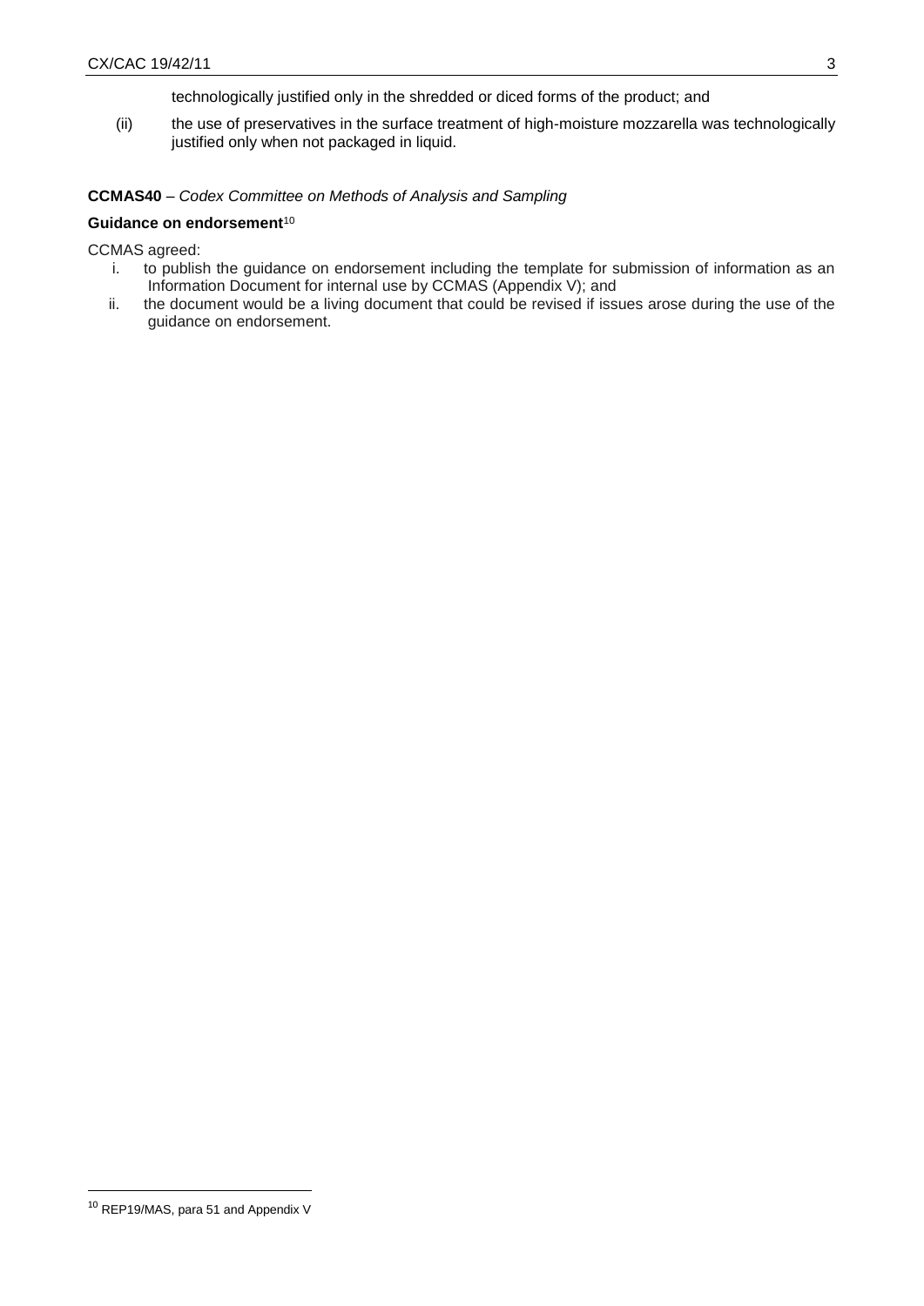technologically justified only in the shredded or diced forms of the product; and

(ii) the use of preservatives in the surface treatment of high-moisture mozzarella was technologically justified only when not packaged in liquid.

**CCMAS40** – *Codex Committee on Methods of Analysis and Sampling*

**Guidance on endorsement**[10]

CCMAS agreed:

i. to publish the guidance on endorsement including the template for submission of information as an Information Document for internal use by CCMAS (Appendix V); and
ii. the document would be a living document that could be revised if issues arose during the use of the guidance on endorsement.

[10] REP19/MAS, para 51 and Appendix V